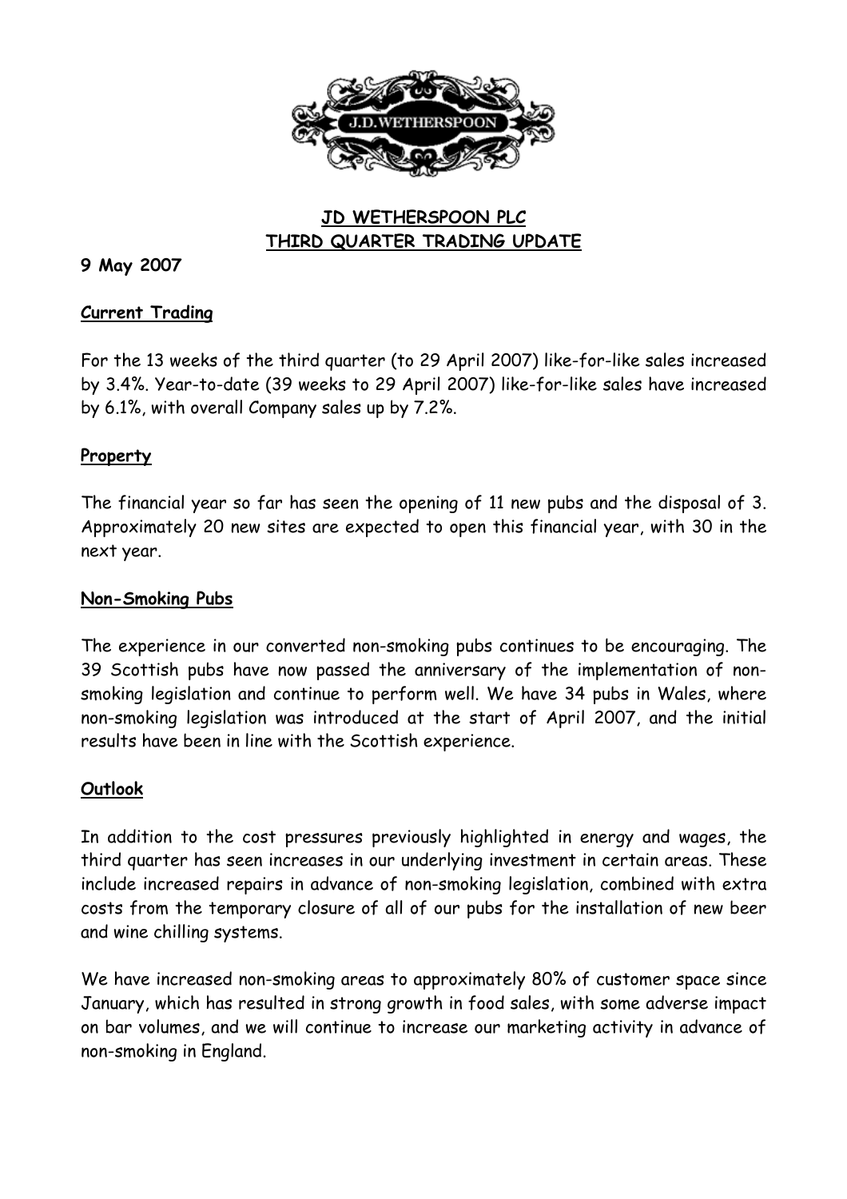# JD WETHERSPOON PLC
## THIRD QUARTER TRADING UPDATE

**9 May 2007**

### Current Trading

For the 13 weeks of the third quarter (to 29 April 2007) like-for-like sales increased by 3.4%. Year-to-date (39 weeks to 29 April 2007) like-for-like sales have increased by 6.1%, with overall Company sales up by 7.2%.

### Property

The financial year so far has seen the opening of 11 new pubs and the disposal of 3. Approximately 20 new sites are expected to open this financial year, with 30 in the next year.

### Non-Smoking Pubs

The experience in our converted non-smoking pubs continues to be encouraging. The 39 Scottish pubs have now passed the anniversary of the implementation of non-smoking legislation and continue to perform well. We have 34 pubs in Wales, where non-smoking legislation was introduced at the start of April 2007, and the initial results have been in line with the Scottish experience.

### Outlook

In addition to the cost pressures previously highlighted in energy and wages, the third quarter has seen increases in our underlying investment in certain areas. These include increased repairs in advance of non-smoking legislation, combined with extra costs from the temporary closure of all of our pubs for the installation of new beer and wine chilling systems.

We have increased non-smoking areas to approximately 80% of customer space since January, which has resulted in strong growth in food sales, with some adverse impact on bar volumes, and we will continue to increase our marketing activity in advance of non-smoking in England.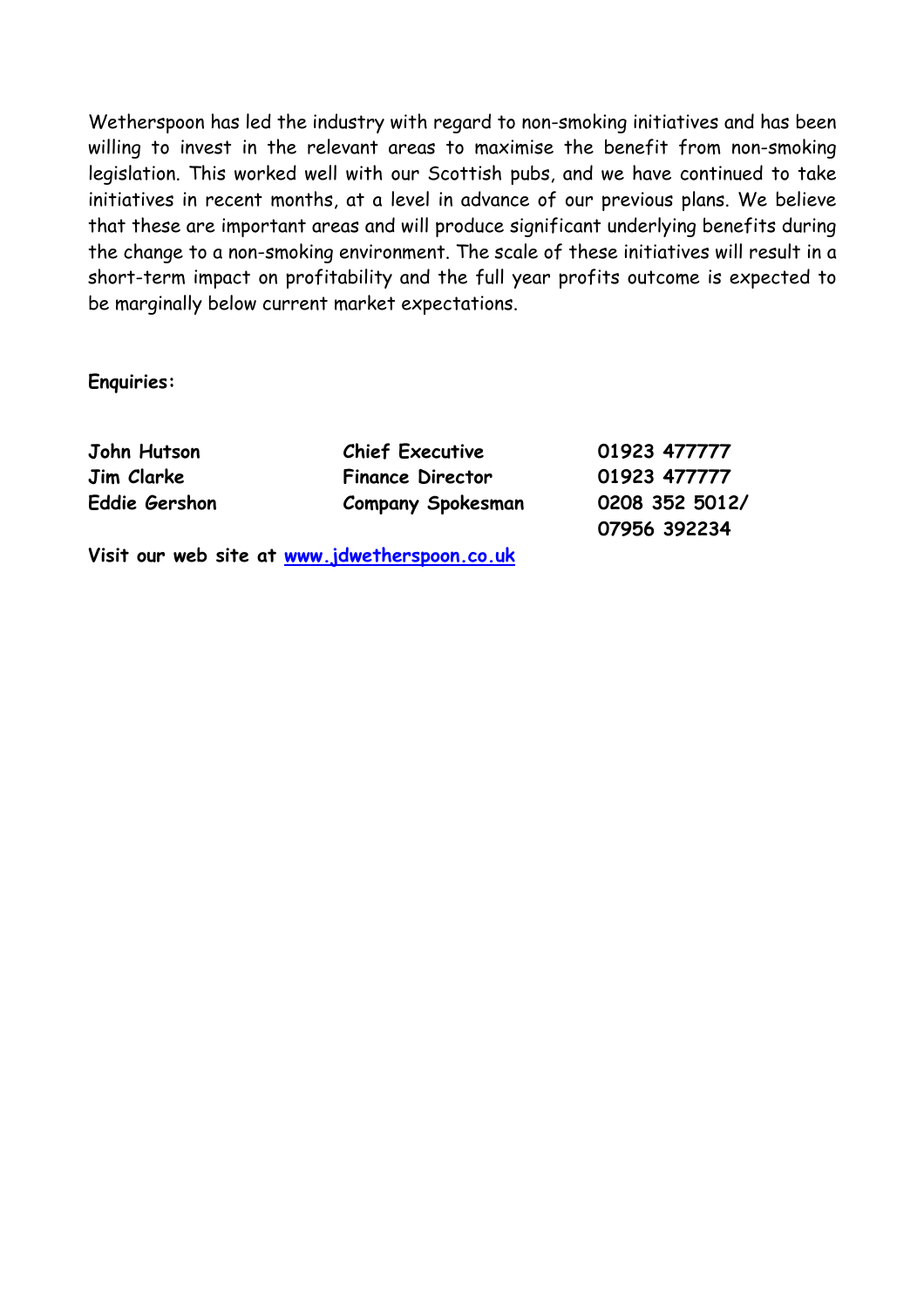Wetherspoon has led the industry with regard to non-smoking initiatives and has been willing to invest in the relevant areas to maximise the benefit from non-smoking legislation. This worked well with our Scottish pubs, and we have continued to take initiatives in recent months, at a level in advance of our previous plans. We believe that these are important areas and will produce significant underlying benefits during the change to a non-smoking environment. The scale of these initiatives will result in a short-term impact on profitability and the full year profits outcome is expected to be marginally below current market expectations.

**Enquiries:**

| | | |
|---|---|---|
| **John Hutson** | **Chief Executive** | **01923 477777** |
| **Jim Clarke** | **Finance Director** | **01923 477777** |
| **Eddie Gershon** | **Company Spokesman** | **0208 352 5012/ 07956 392234** |

**Visit our web site at [www.jdwetherspoon.co.uk](http://www.jdwetherspoon.co.uk)**